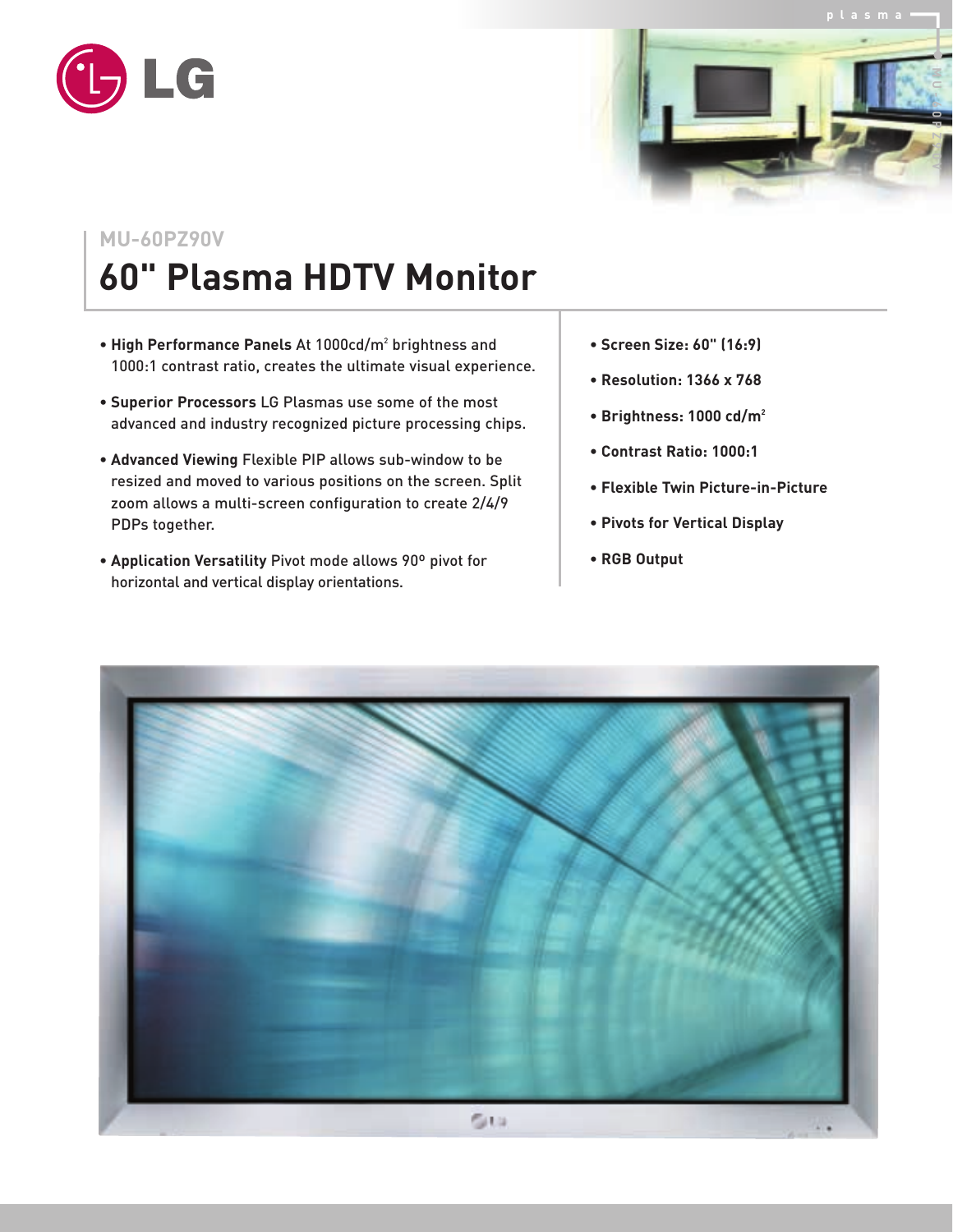MU-60PZ90V

# 60" Plasma HDTV Monitor

- **High Performance Panels** At 1000cd/$m^2$ brightness and 1000:1 contrast ratio, creates the ultimate visual experience.
- **Superior Processors** LG Plasmas use some of the most advanced and industry recognized picture processing chips.
- **Advanced Viewing** Flexible PIP allows sub-window to be resized and moved to various positions on the screen. Split zoom allows a multi-screen configuration to create 2/4/9 PDPs together.
- **Application Versatility** Pivot mode allows 90º pivot for horizontal and vertical display orientations.

- **Screen Size: 60" (16:9)**
- **Resolution: 1366 x 768**
- **Brightness: 1000 cd/$m^2$**
- **Contrast Ratio: 1000:1**
- **Flexible Twin Picture-in-Picture**
- **Pivots for Vertical Display**
- **RGB Output**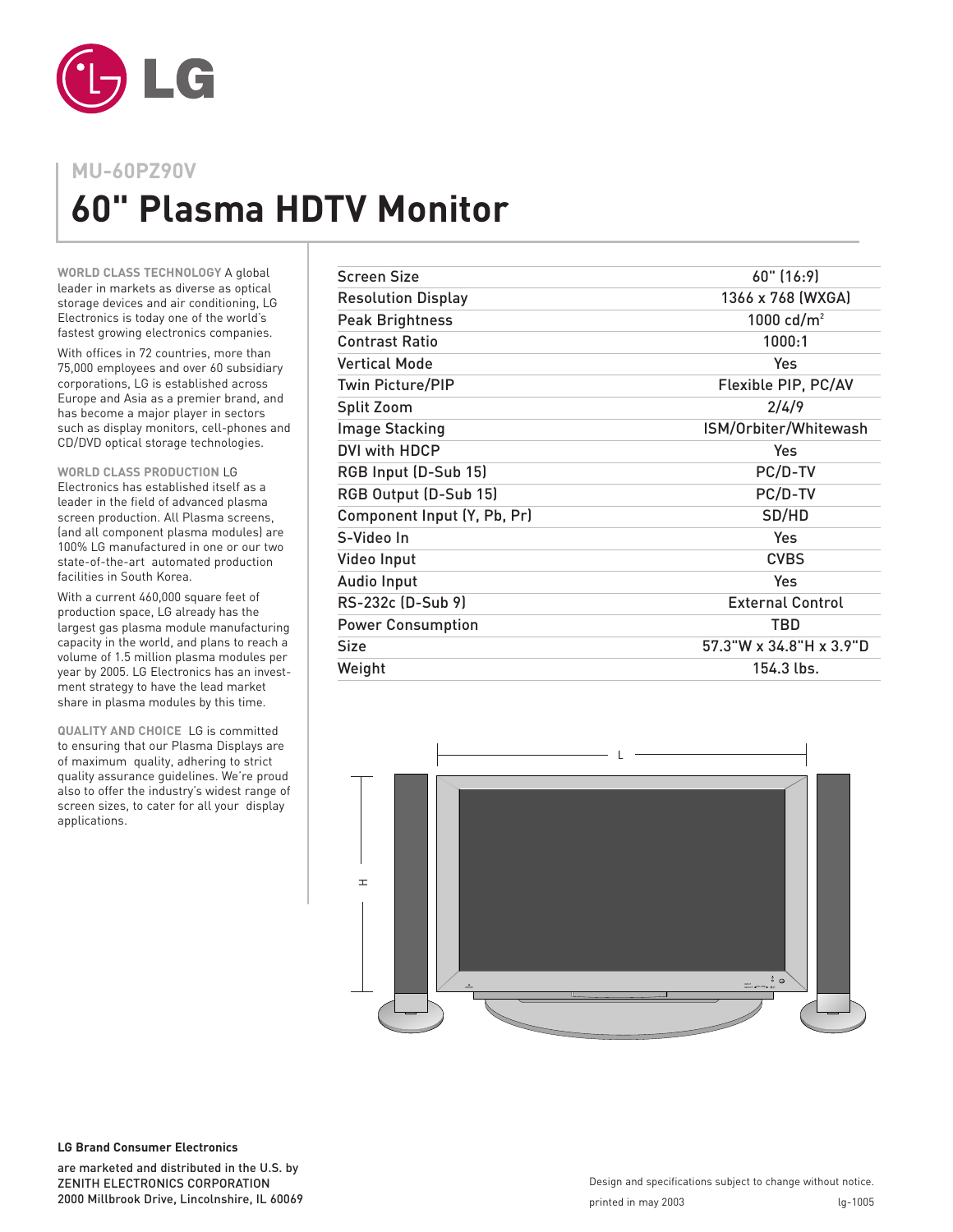# MU-60PZ90V

# 60" Plasma HDTV Monitor

**WORLD CLASS TECHNOLOGY** A global leader in markets as diverse as optical storage devices and air conditioning, LG Electronics is today one of the world's fastest growing electronics companies.

With offices in 72 countries, more than 75,000 employees and over 60 subsidiary corporations, LG is established across Europe and Asia as a premier brand, and has become a major player in sectors such as display monitors, cell-phones and CD/DVD optical storage technologies.

**WORLD CLASS PRODUCTION** LG Electronics has established itself as a leader in the field of advanced plasma screen production. All Plasma screens, (and all component plasma modules) are 100% LG manufactured in one or our two state-of-the-art automated production facilities in South Korea.

With a current 460,000 square feet of production space, LG already has the largest gas plasma module manufacturing capacity in the world, and plans to reach a volume of 1.5 million plasma modules per year by 2005. LG Electronics has an investment strategy to have the lead market share in plasma modules by this time.

**QUALITY AND CHOICE** LG is committed to ensuring that our Plasma Displays are of maximum quality, adhering to strict quality assurance guidelines. We're proud also to offer the industry's widest range of screen sizes, to cater for all your display applications.

| | |
|---|---|
| Screen Size | 60" (16:9) |
| Resolution Display | 1366 x 768 (WXGA) |
| Peak Brightness | 1000 cd/m$^2$ |
| Contrast Ratio | 1000:1 |
| Vertical Mode | Yes |
| Twin Picture/PIP | Flexible PIP, PC/AV |
| Split Zoom | 2/4/9 |
| Image Stacking | ISM/Orbiter/Whitewash |
| DVI with HDCP | Yes |
| RGB Input (D-Sub 15) | PC/D-TV |
| RGB Output (D-Sub 15) | PC/D-TV |
| Component Input (Y, Pb, Pr) | SD/HD |
| S-Video In | Yes |
| Video Input | CVBS |
| Audio Input | Yes |
| RS-232c (D-Sub 9) | External Control |
| Power Consumption | TBD |
| Size | 57.3"W x 34.8"H x 3.9"D |
| Weight | 154.3 lbs. |

L

H

**LG Brand Consumer Electronics**

are marketed and distributed in the U.S. by
ZENITH ELECTRONICS CORPORATION
2000 Millbrook Drive, Lincolnshire, IL 60069

Design and specifications subject to change without notice.

printed in may 2003

lg-1005